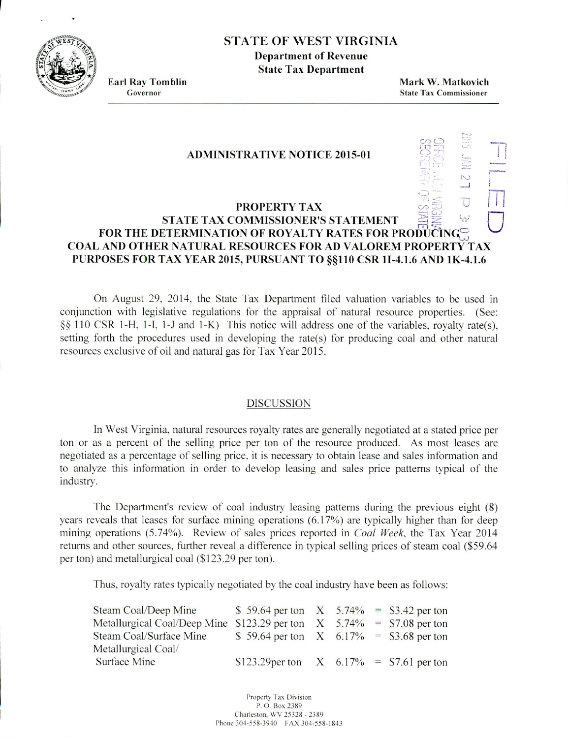# STATE OF WEST VIRGINIA

**Department of Revenue**
**State Tax Department**

**Earl Ray Tomblin**
Governor

**Mark W. Matkovich**
State Tax Commissioner

FILED

2015 JAN 27 P 3:03

OFFICE WEST VIRGINIA SECRETARY OF STATE

## ADMINISTRATIVE NOTICE 2015-01

## PROPERTY TAX
## STATE TAX COMMISSIONER'S STATEMENT
## FOR THE DETERMINATION OF ROYALTY RATES FOR PRODUCING COAL AND OTHER NATURAL RESOURCES FOR AD VALOREM PROPERTY TAX PURPOSES FOR TAX YEAR 2015, PURSUANT TO §§110 CSR 1I-4.1.6 AND 1K-4.1.6

On August 29, 2014, the State Tax Department filed valuation variables to be used in conjunction with legislative regulations for the appraisal of natural resource properties. (See: §§ 110 CSR 1-H, 1-I, 1-J and 1-K) This notice will address one of the variables, royalty rate(s), setting forth the procedures used in developing the rate(s) for producing coal and other natural resources exclusive of oil and natural gas for Tax Year 2015.

### DISCUSSION

In West Virginia, natural resources royalty rates are generally negotiated at a stated price per ton or as a percent of the selling price per ton of the resource produced. As most leases are negotiated as a percentage of selling price, it is necessary to obtain lease and sales information and to analyze this information in order to develop leasing and sales price patterns typical of the industry.

The Department's review of coal industry leasing patterns during the previous eight (8) years reveals that leases for surface mining operations (6.17%) are typically higher than for deep mining operations (5.74%). Review of sales prices reported in *Coal Week*, the Tax Year 2014 returns and other sources, further reveal a difference in typical selling prices of steam coal ($59.64 per ton) and metallurgical coal ($123.29 per ton).

Thus, royalty rates typically negotiated by the coal industry have been as follows:

| | | | | | |
|---|---|---|---|---|---|
| Steam Coal/Deep Mine | $ 59.64 per ton | X | 5.74% | = | $3.42 per ton |
| Metallurgical Coal/Deep Mine | $123.29 per ton | X | 5.74% | = | $7.08 per ton |
| Steam Coal/Surface Mine | $ 59.64 per ton | X | 6.17% | = | $3.68 per ton |
| Metallurgical Coal/ Surface Mine | $123.29per ton | X | 6.17% | = | $7.61 per ton |

Property Tax Division
P. O. Box 2389
Charleston, WV 25328 - 2389
Phone 304-558-3940 FAX 304-558-1843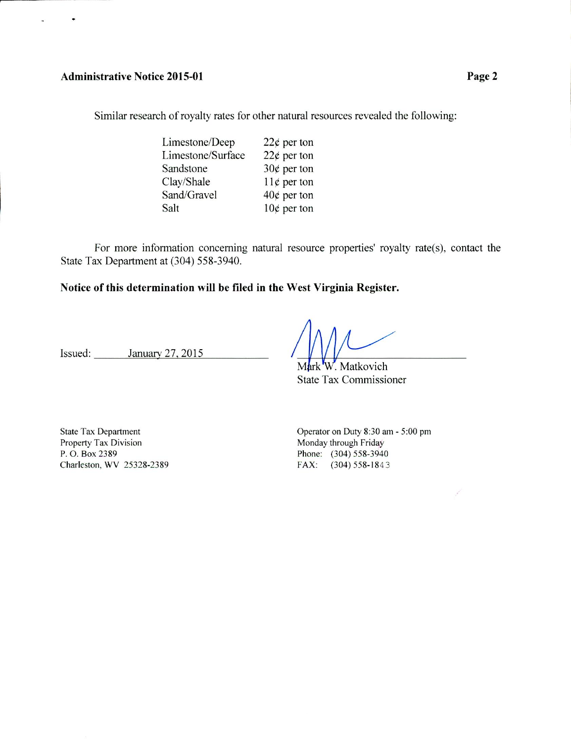Similar research of royalty rates for other natural resources revealed the following:

| | |
|---|---|
| Limestone/Deep | 22¢ per ton |
| Limestone/Surface | 22¢ per ton |
| Sandstone | 30¢ per ton |
| Clay/Shale | 11¢ per ton |
| Sand/Gravel | 40¢ per ton |
| Salt | 10¢ per ton |

For more information concerning natural resource properties' royalty rate(s), contact the State Tax Department at (304) 558-3940.

**Notice of this determination will be filed in the West Virginia Register.**

Issued: January 27, 2015

Mark W. Matkovich
State Tax Commissioner

State Tax Department
Property Tax Division
P. O. Box 2389
Charleston, WV 25328-2389

Operator on Duty 8:30 am - 5:00 pm
Monday through Friday
Phone: (304) 558-3940
FAX: (304) 558-1843